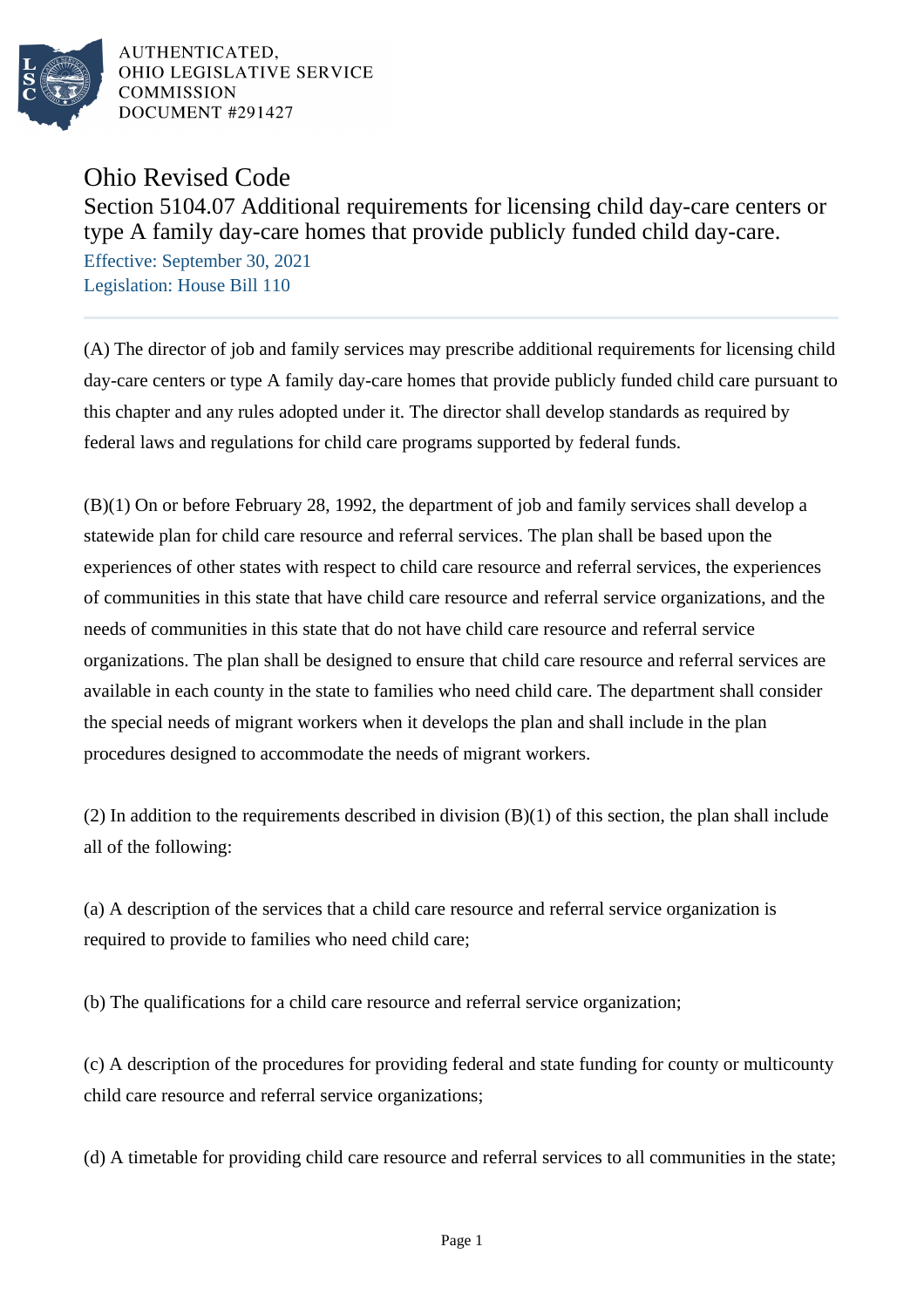AUTHENTICATED,
OHIO LEGISLATIVE SERVICE
COMMISSION
DOCUMENT #291427

# Ohio Revised Code

## Section 5104.07 Additional requirements for licensing child day-care centers or type A family day-care homes that provide publicly funded child day-care.

Effective: September 30, 2021
Legislation: House Bill 110

---

(A) The director of job and family services may prescribe additional requirements for licensing child day-care centers or type A family day-care homes that provide publicly funded child care pursuant to this chapter and any rules adopted under it. The director shall develop standards as required by federal laws and regulations for child care programs supported by federal funds.

(B)(1) On or before February 28, 1992, the department of job and family services shall develop a statewide plan for child care resource and referral services. The plan shall be based upon the experiences of other states with respect to child care resource and referral services, the experiences of communities in this state that have child care resource and referral service organizations, and the needs of communities in this state that do not have child care resource and referral service organizations. The plan shall be designed to ensure that child care resource and referral services are available in each county in the state to families who need child care. The department shall consider the special needs of migrant workers when it develops the plan and shall include in the plan procedures designed to accommodate the needs of migrant workers.

(2) In addition to the requirements described in division (B)(1) of this section, the plan shall include all of the following:

(a) A description of the services that a child care resource and referral service organization is required to provide to families who need child care;

(b) The qualifications for a child care resource and referral service organization;

(c) A description of the procedures for providing federal and state funding for county or multicounty child care resource and referral service organizations;

(d) A timetable for providing child care resource and referral services to all communities in the state;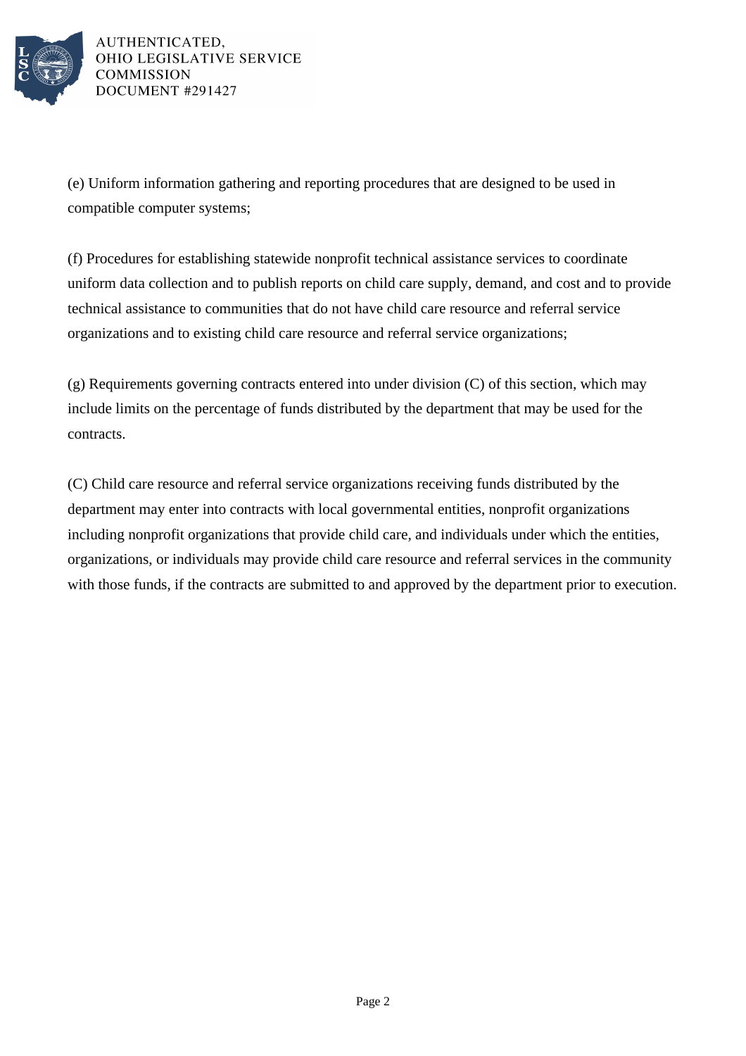(e) Uniform information gathering and reporting procedures that are designed to be used in compatible computer systems;

(f) Procedures for establishing statewide nonprofit technical assistance services to coordinate uniform data collection and to publish reports on child care supply, demand, and cost and to provide technical assistance to communities that do not have child care resource and referral service organizations and to existing child care resource and referral service organizations;

(g) Requirements governing contracts entered into under division (C) of this section, which may include limits on the percentage of funds distributed by the department that may be used for the contracts.

(C) Child care resource and referral service organizations receiving funds distributed by the department may enter into contracts with local governmental entities, nonprofit organizations including nonprofit organizations that provide child care, and individuals under which the entities, organizations, or individuals may provide child care resource and referral services in the community with those funds, if the contracts are submitted to and approved by the department prior to execution.